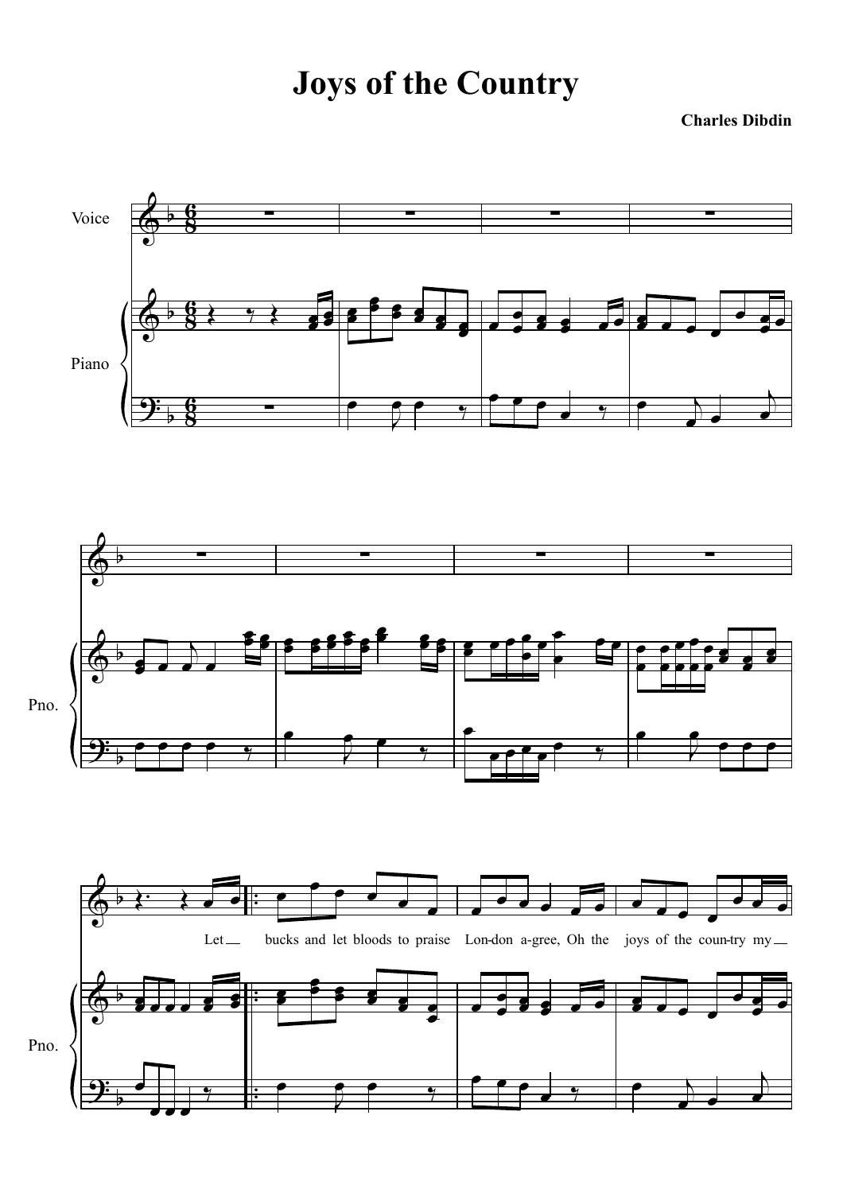# Joys of the Country

**Charles Dibdin**

Voice

Piano

Pno.

Let bucks and let bloods to praise Lon-don a-gree, Oh the joys of the coun-try my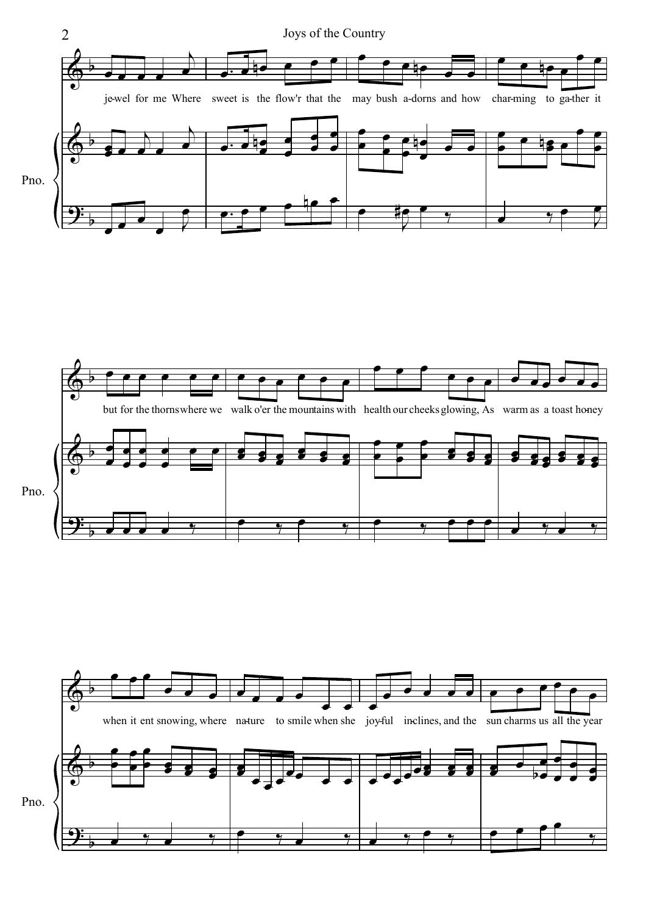je-wel for me Where sweet is the flow'r that the may bush a-dorns and how char-ming to ga-ther it

Pno.

but for the thorns where we walk o'er the moun-tains with health our cheeks glowing, As warm as a toast ho-ney

Pno.

when it ent snowing, where na-ture to smile when she joy-ful in-clines, and the sun charms us all the year

Pno.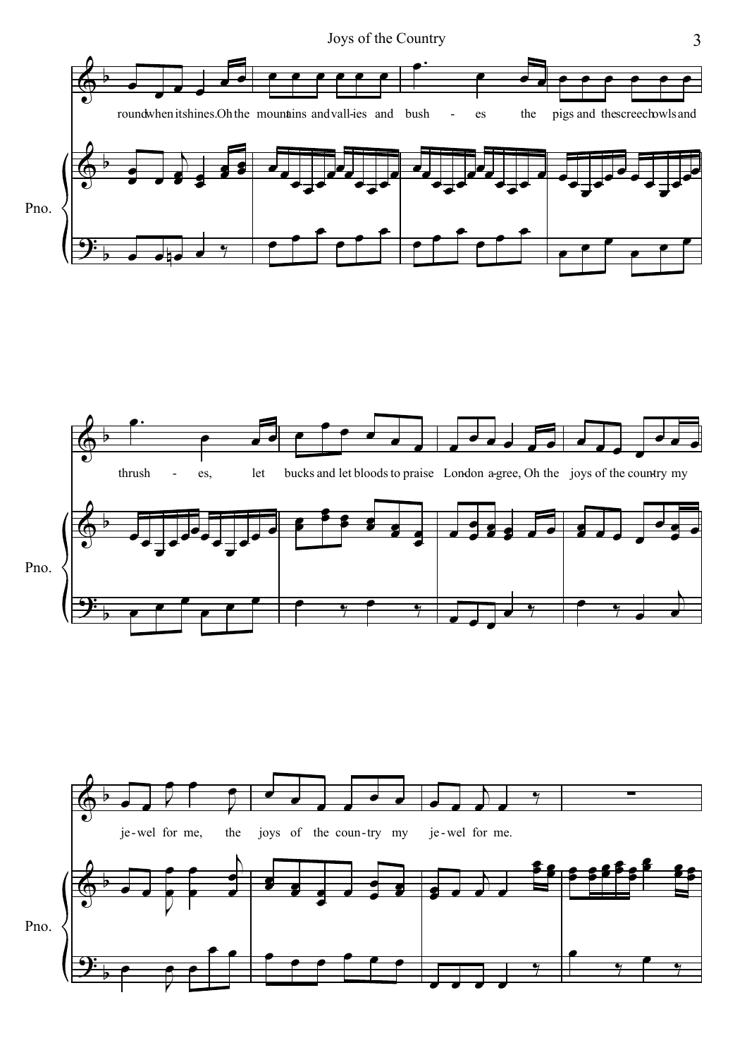round when its shines. Oh the mountains and vall-ies and bush - es the pigs and the screech owls and

thrush - es, let bucks and let bloods to praise London a-gree, Oh the joys of the coun-try my

je-wel for me, the joys of the coun-try my je-wel for me.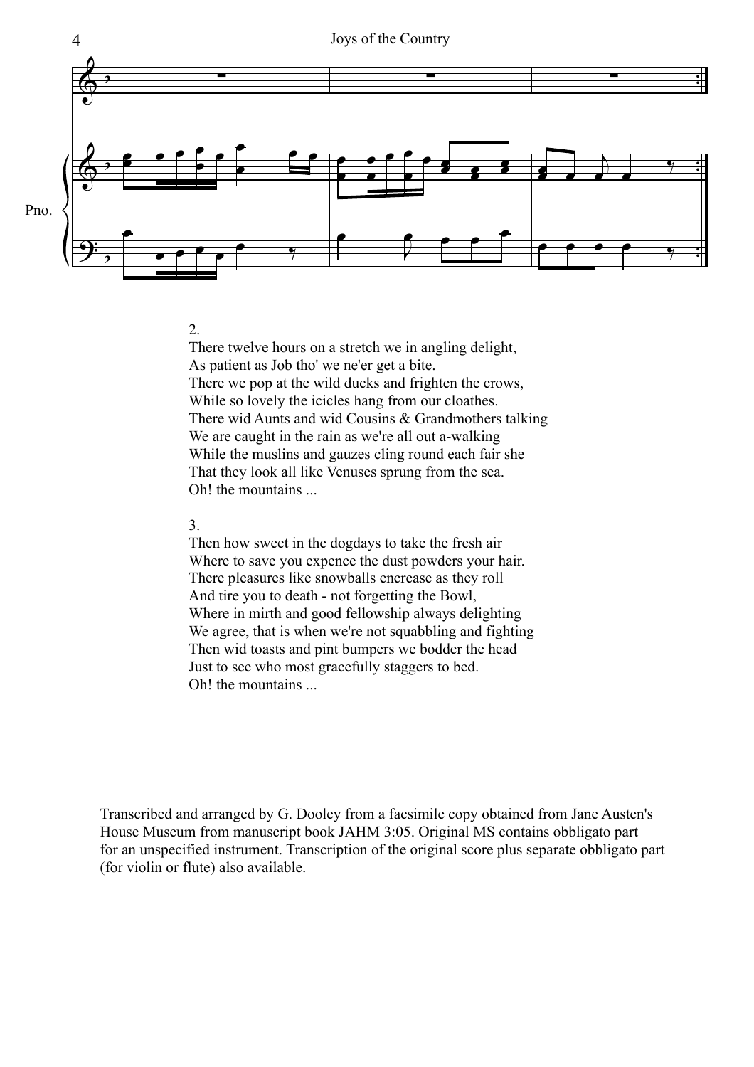2.

There twelve hours on a stretch we in angling delight,
As patient as Job tho' we ne'er get a bite.
There we pop at the wild ducks and frighten the crows,
While so lovely the icicles hang from our cloathes.
There wid Aunts and wid Cousins & Grandmothers talking
We are caught in the rain as we're all out a-walking
While the muslins and gauzes cling round each fair she
That they look all like Venuses sprung from the sea.
Oh! the mountains ...

3.

Then how sweet in the dogdays to take the fresh air
Where to save you expence the dust powders your hair.
There pleasures like snowballs encrease as they roll
And tire you to death - not forgetting the Bowl,
Where in mirth and good fellowship always delighting
We agree, that is when we're not squabbling and fighting
Then wid toasts and pint bumpers we bodder the head
Just to see who most gracefully staggers to bed.
Oh! the mountains ...

Transcribed and arranged by G. Dooley from a facsimile copy obtained from Jane Austen's House Museum from manuscript book JAHM 3:05. Original MS contains obbligato part for an unspecified instrument. Transcription of the original score plus separate obbligato part (for violin or flute) also available.